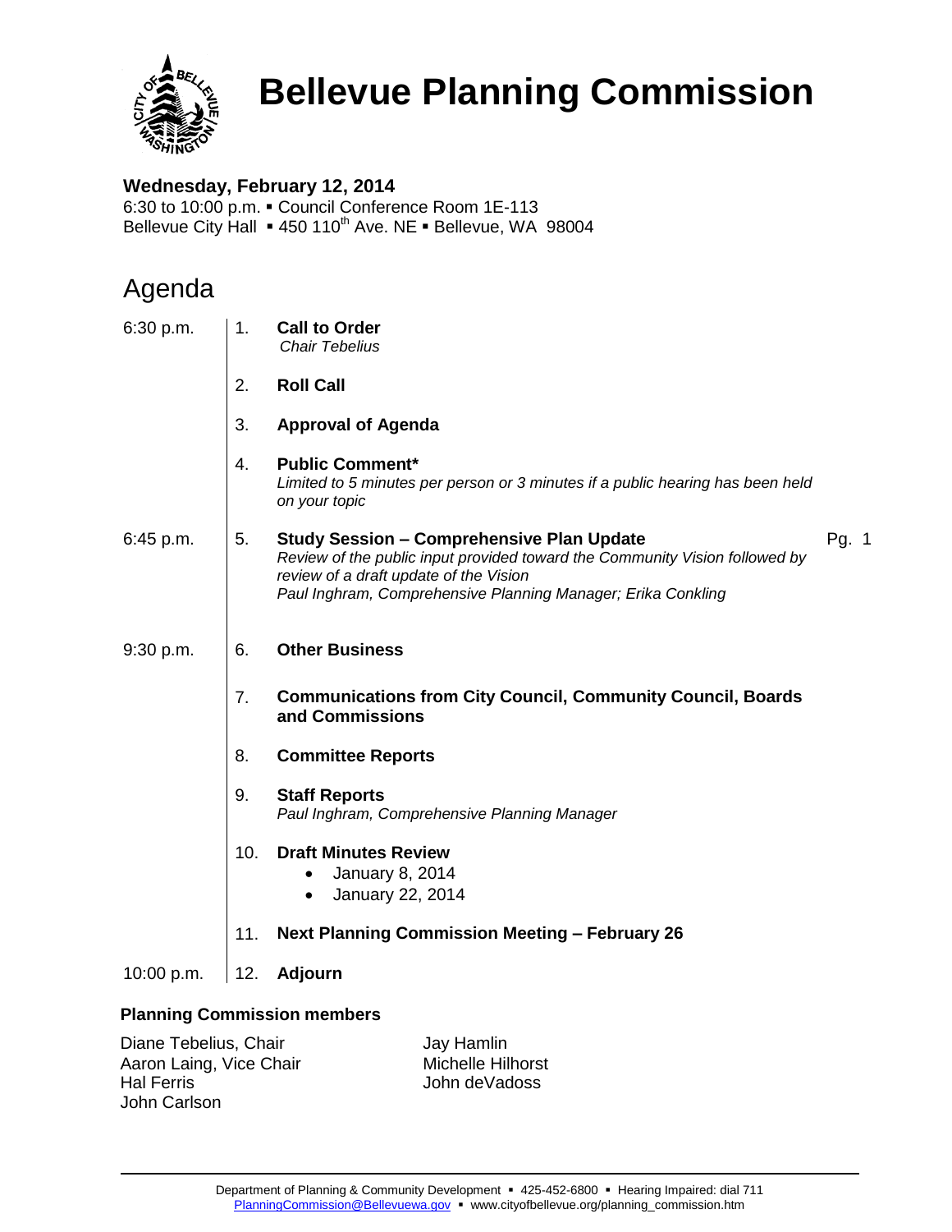# Bellevue Planning Commission

**Wednesday, February 12, 2014**
6:30 to 10:00 p.m. ▪ Council Conference Room 1E-113
Bellevue City Hall ▪ 450 110th Ave. NE ▪ Bellevue, WA 98004

## Agenda

| Time | No. | Item | Page |
|---|---|---|---|
| 6:30 p.m. | 1. | **Call to Order**<br>*Chair Tebelius* | |
| | 2. | **Roll Call** | |
| | 3. | **Approval of Agenda** | |
| | 4. | **Public Comment***<br>*Limited to 5 minutes per person or 3 minutes if a public hearing has been held on your topic* | |
| 6:45 p.m. | 5. | **Study Session – Comprehensive Plan Update**<br>*Review of the public input provided toward the Community Vision followed by review of a draft update of the Vision*<br>*Paul Inghram, Comprehensive Planning Manager; Erika Conkling* | Pg. 1 |
| 9:30 p.m. | 6. | **Other Business** | |
| | 7. | **Communications from City Council, Community Council, Boards and Commissions** | |
| | 8. | **Committee Reports** | |
| | 9. | **Staff Reports**<br>*Paul Inghram, Comprehensive Planning Manager* | |
| | 10. | **Draft Minutes Review**<br>• January 8, 2014<br>• January 22, 2014 | |
| | 11. | **Next Planning Commission Meeting – February 26** | |
| 10:00 p.m. | 12. | **Adjourn** | |

**Planning Commission members**

Diane Tebelius, Chair
Aaron Laing, Vice Chair
Hal Ferris
John Carlson
Jay Hamlin
Michelle Hilhorst
John deVadoss

Department of Planning & Community Development ▪ 425-452-6800 ▪ Hearing Impaired: dial 711
PlanningCommission@Bellevuewa.gov ▪ www.cityofbellevue.org/planning_commission.htm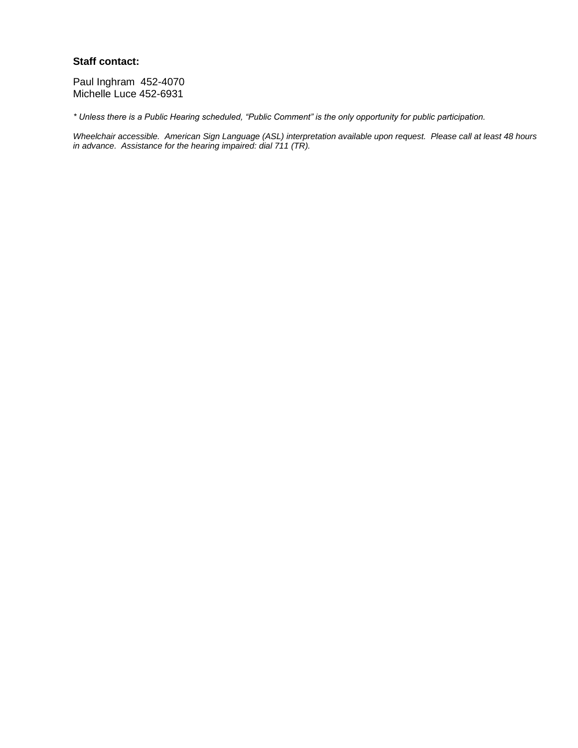**Staff contact:**

Paul Inghram  452-4070
Michelle Luce 452-6931

*\* Unless there is a Public Hearing scheduled, "Public Comment" is the only opportunity for public participation.*

*Wheelchair accessible.  American Sign Language (ASL) interpretation available upon request.  Please call at least 48 hours in advance.  Assistance for the hearing impaired: dial 711 (TR).*